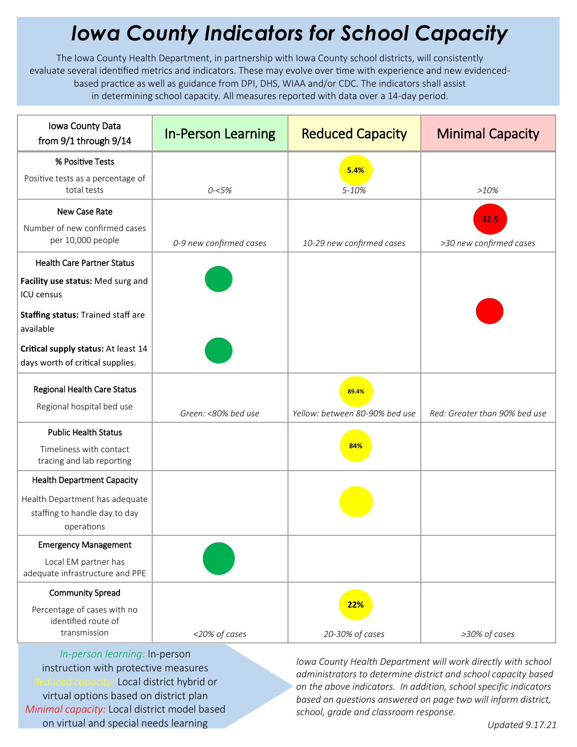# Iowa County Indicators for School Capacity

The Iowa County Health Department, in partnership with Iowa County school districts, will consistently evaluate several identified metrics and indicators. These may evolve over time with experience and new evidenced-based practice as well as guidance from DPI, DHS, WIAA and/or CDC. The indicators shall assist in determining school capacity. All measures reported with data over a 14-day period.

| Iowa County Data from 9/1 through 9/14 | In-Person Learning | Reduced Capacity | Minimal Capacity |
|---|---|---|---|
| **% Positive Tests** Positive tests as a percentage of total tests | *0-<5%* | 5.4% *5-10%* | *>10%* |
| **New Case Rate** Number of new confirmed cases per 10,000 people | *0-9 new confirmed cases* | *10-29 new confirmed cases* | 32.5 *>30 new confirmed cases* |
| **Health Care Partner Status** **Facility use status:** Med surg and ICU census | Green | | |
| **Staffing status:** Trained staff are available | | | Red |
| **Critical supply status:** At least 14 days worth of critical supplies. | Green | | |
| **Regional Health Care Status** Regional hospital bed use | *Green: <80% bed use* | 89.4% *Yellow: between 80-90% bed use* | *Red: Greater than 90% bed use* |
| **Public Health Status** Timeliness with contact tracing and lab reporting | | 84% | |
| **Health Department Capacity** Health Department has adequate staffing to handle day to day operations | | Yellow | |
| **Emergency Management** Local EM partner has adequate infrastructure and PPE | Green | | |
| **Community Spread** Percentage of cases with no identified route of transmission | *<20% of cases* | 22% *20-30% of cases* | *>30% of cases* |

*In-person learning:* In-person instruction with protective measures
*Reduced capacity:* Local district hybrid or virtual options based on district plan
*Minimal capacity:* Local district model based on virtual and special needs learning

*Iowa County Health Department will work directly with school administrators to determine district and school capacity based on the above indicators. In addition, school specific indicators based on questions answered on page two will inform district, school, grade and classroom response.*

*Updated 9.17.21*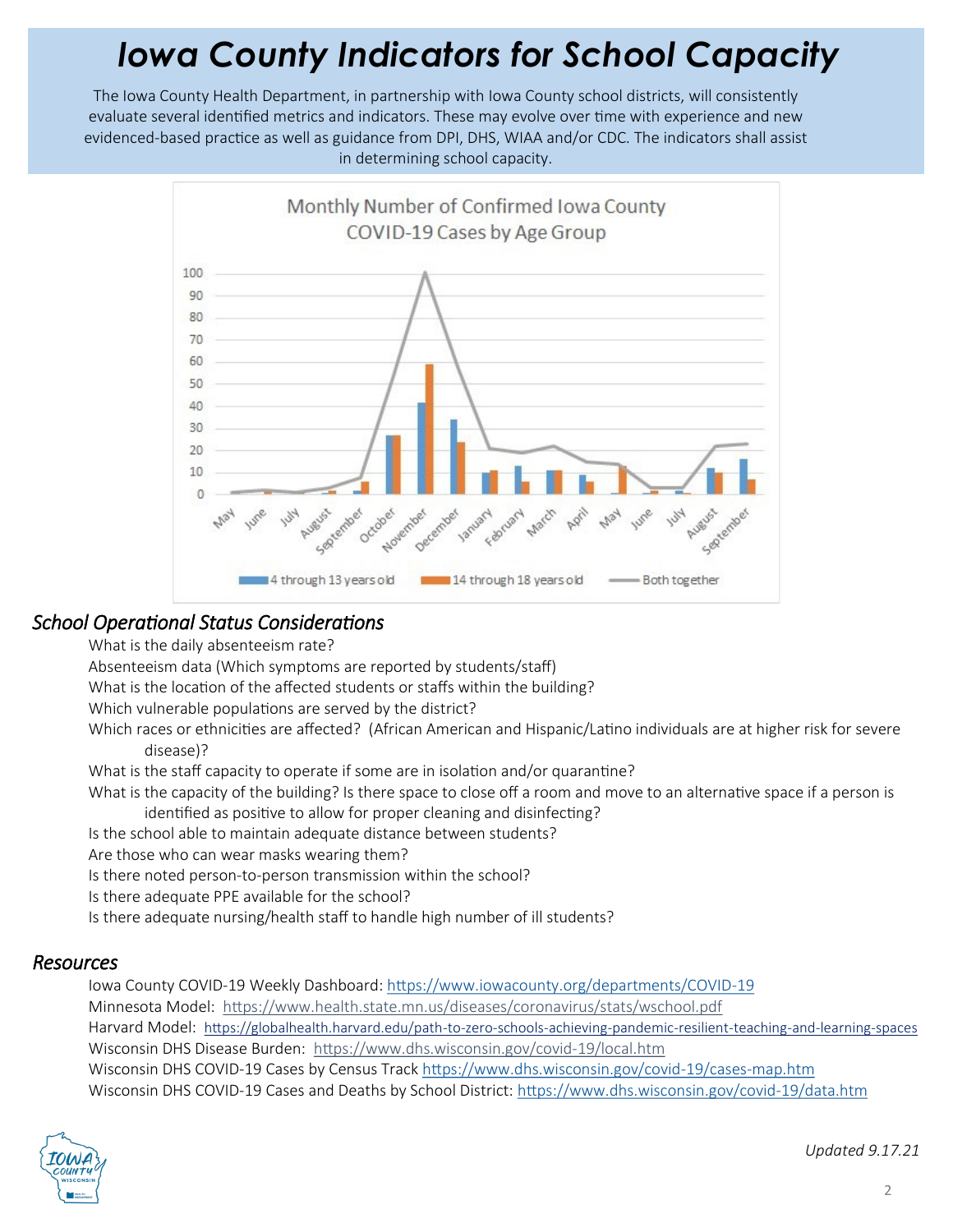# *Iowa County Indicators for School Capacity*

The Iowa County Health Department, in partnership with Iowa County school districts, will consistently evaluate several identified metrics and indicators. These may evolve over time with experience and new evidenced-based practice as well as guidance from DPI, DHS, WIAA and/or CDC. The indicators shall assist in determining school capacity.

Monthly Number of Confirmed Iowa County COVID-19 Cases by Age Group

100
90
80
70
60
50
40
30
20
10
0

May
June
July
August
September
October
November
December
January
February
March
April
May
June
July
August
September

4 through 13 years old
14 through 18 years old
Both together

## *School Operational Status Considerations*

What is the daily absenteeism rate?
Absenteeism data (Which symptoms are reported by students/staff)
What is the location of the affected students or staffs within the building?
Which vulnerable populations are served by the district?
Which races or ethnicities are affected? (African American and Hispanic/Latino individuals are at higher risk for severe disease)?
What is the staff capacity to operate if some are in isolation and/or quarantine?
What is the capacity of the building? Is there space to close off a room and move to an alternative space if a person is identified as positive to allow for proper cleaning and disinfecting?
Is the school able to maintain adequate distance between students?
Are those who can wear masks wearing them?
Is there noted person-to-person transmission within the school?
Is there adequate PPE available for the school?
Is there adequate nursing/health staff to handle high number of ill students?

## *Resources*

Iowa County COVID-19 Weekly Dashboard: https://www.iowacounty.org/departments/COVID-19
Minnesota Model: https://www.health.state.mn.us/diseases/coronavirus/stats/wschool.pdf
Harvard Model: https://globalhealth.harvard.edu/path-to-zero-schools-achieving-pandemic-resilient-teaching-and-learning-spaces
Wisconsin DHS Disease Burden: https://www.dhs.wisconsin.gov/covid-19/local.htm
Wisconsin DHS COVID-19 Cases by Census Track https://www.dhs.wisconsin.gov/covid-19/cases-map.htm
Wisconsin DHS COVID-19 Cases and Deaths by School District: https://www.dhs.wisconsin.gov/covid-19/data.htm

*Updated 9.17.21*